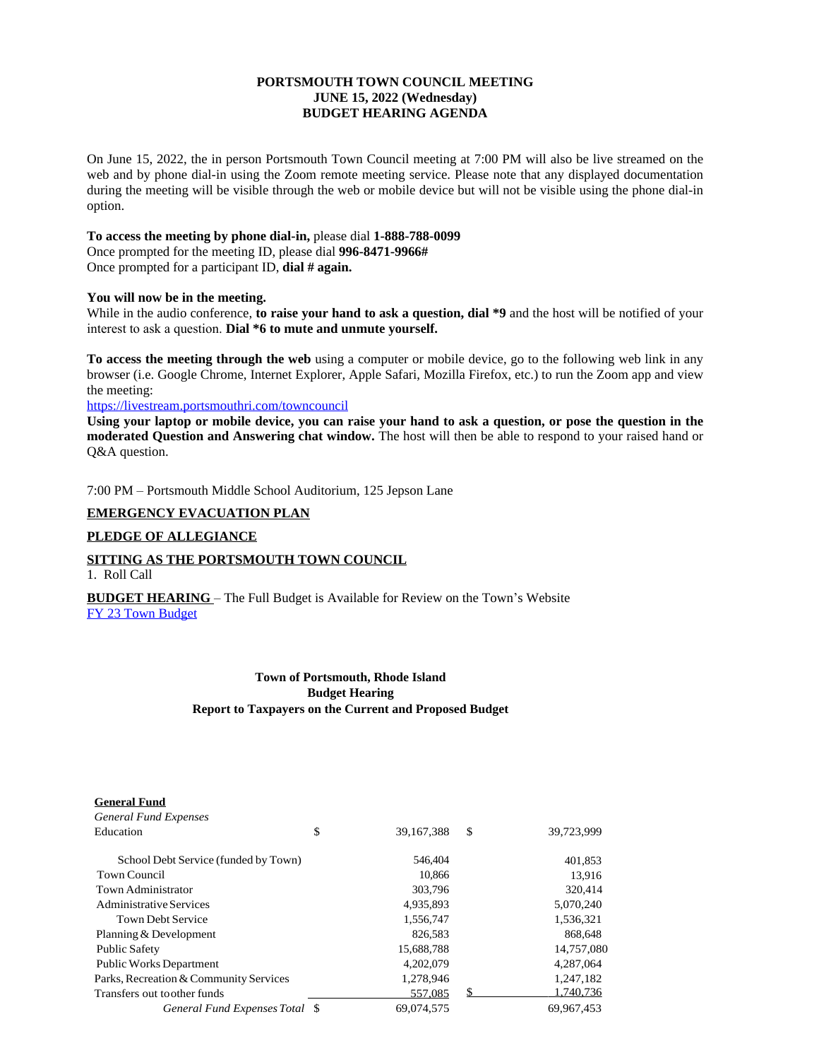**PORTSMOUTH TOWN COUNCIL MEETING**
**JUNE 15, 2022 (Wednesday)**
**BUDGET HEARING AGENDA**

On June 15, 2022, the in person Portsmouth Town Council meeting at 7:00 PM will also be live streamed on the web and by phone dial-in using the Zoom remote meeting service. Please note that any displayed documentation during the meeting will be visible through the web or mobile device but will not be visible using the phone dial-in option.

**To access the meeting by phone dial-in,** please dial **1-888-788-0099**
Once prompted for the meeting ID, please dial **996-8471-9966#**
Once prompted for a participant ID, **dial # again.**

**You will now be in the meeting.**
While in the audio conference, **to raise your hand to ask a question, dial *9** and the host will be notified of your interest to ask a question. **Dial *6 to mute and unmute yourself.**

**To access the meeting through the web** using a computer or mobile device, go to the following web link in any browser (i.e. Google Chrome, Internet Explorer, Apple Safari, Mozilla Firefox, etc.) to run the Zoom app and view the meeting:
[https://livestream.portsmouthri.com/towncouncil](https://livestream.portsmouthri.com/towncouncil)
**Using your laptop or mobile device, you can raise your hand to ask a question, or pose the question in the moderated Question and Answering chat window.** The host will then be able to respond to your raised hand or Q&A question.

7:00 PM – Portsmouth Middle School Auditorium, 125 Jepson Lane

**EMERGENCY EVACUATION PLAN**

**PLEDGE OF ALLEGIANCE**

**SITTING AS THE PORTSMOUTH TOWN COUNCIL**
1. Roll Call

**BUDGET HEARING** – The Full Budget is Available for Review on the Town's Website
FY 23 Town Budget

**Town of Portsmouth, Rhode Island**
**Budget Hearing**
**Report to Taxpayers on the Current and Proposed Budget**

| **General Fund** | | |
|---|---|---|
| *General Fund Expenses* | | |
| Education | $ 39,167,388 | $ 39,723,999 |
| School Debt Service (funded by Town) | 546,404 | 401,853 |
| Town Council | 10,866 | 13,916 |
| Town Administrator | 303,796 | 320,414 |
| Administrative Services | 4,935,893 | 5,070,240 |
| Town Debt Service | 1,556,747 | 1,536,321 |
| Planning & Development | 826,583 | 868,648 |
| Public Safety | 15,688,788 | 14,757,080 |
| Public Works Department | 4,202,079 | 4,287,064 |
| Parks, Recreation & Community Services | 1,278,946 | 1,247,182 |
| Transfers out to other funds | 557,085 | $ 1,740,736 |
| *General Fund Expenses Total* | $ 69,074,575 | 69,967,453 |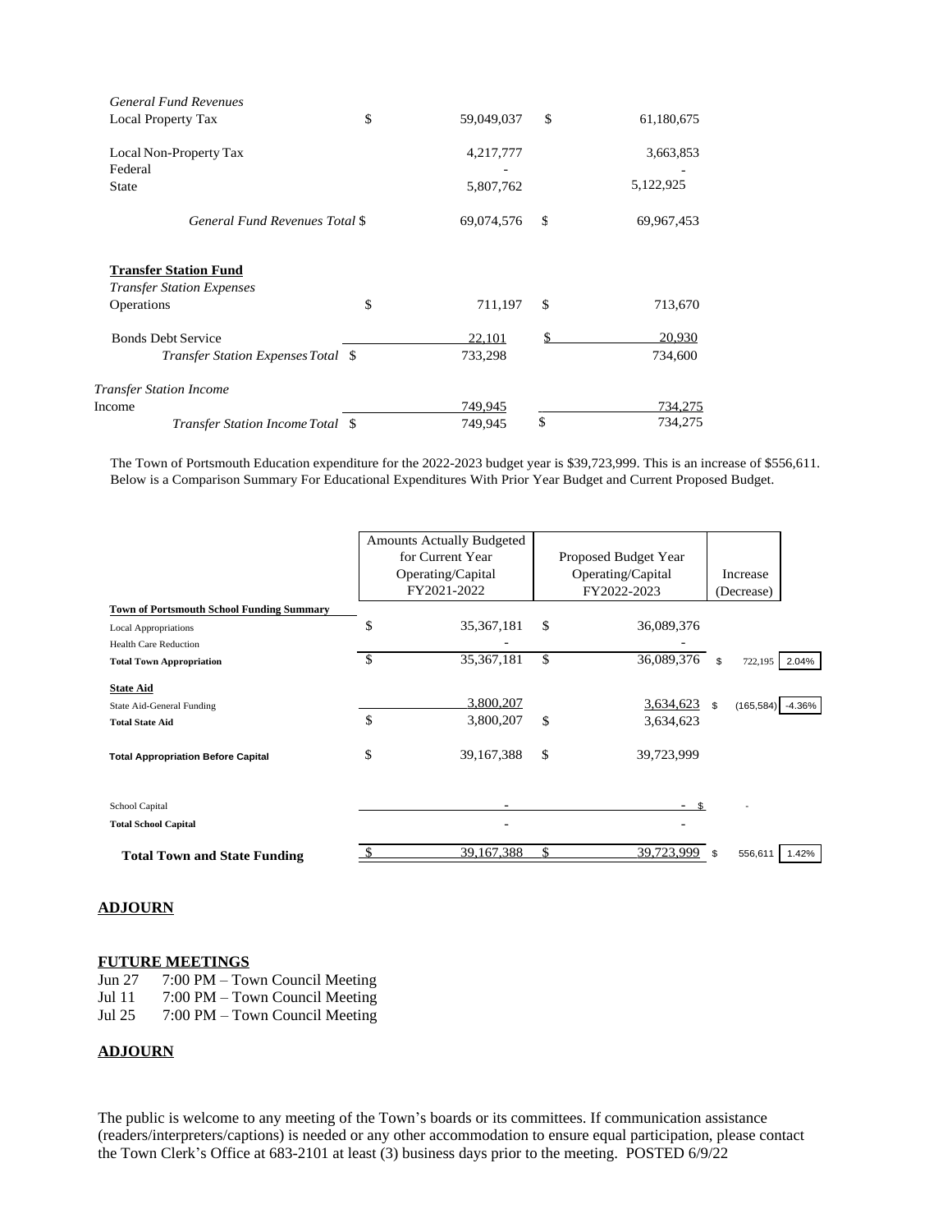| | | | | |
|---|---|---|---|---|
| *General Fund Revenues* | | | | |
| Local Property Tax | $ | 59,049,037 | $ | 61,180,675 |
| Local Non-Property Tax | | 4,217,777 | | 3,663,853 |
| Federal | | - | | - |
| State | | 5,807,762 | | 5,122,925 |
| *General Fund Revenues Total* | $ | 69,074,576 | $ | 69,967,453 |
| **Transfer Station Fund** | | | | |
| *Transfer Station Expenses* | | | | |
| Operations | $ | 711,197 | $ | 713,670 |
| Bonds Debt Service | | 22,101 | $ | 20,930 |
| *Transfer Station Expenses Total* | $ | 733,298 | | 734,600 |
| *Transfer Station Income* | | | | |
| Income | | 749,945 | | 734,275 |
| *Transfer Station Income Total* | $ | 749,945 | $ | 734,275 |

The Town of Portsmouth Education expenditure for the 2022-2023 budget year is $39,723,999. This is an increase of $556,611. Below is a Comparison Summary For Educational Expenditures With Prior Year Budget and Current Proposed Budget.

| | | Amounts Actually Budgeted for Current Year Operating/Capital FY2021-2022 | | Proposed Budget Year Operating/Capital FY2022-2023 | Increase (Decrease) | |
|---|---|---|---|---|---|---|
| **Town of Portsmouth School Funding Summary** | | | | | | |
| Local Appropriations | $ | 35,367,181 | $ | 36,089,376 | | |
| Health Care Reduction | | - | | - | | |
| **Total Town Appropriation** | $ | 35,367,181 | $ | 36,089,376 | $ 722,195 | 2.04% |
| **State Aid** | | | | | | |
| State Aid-General Funding | | 3,800,207 | | 3,634,623 | $ (165,584) | -4.36% |
| **Total State Aid** | $ | 3,800,207 | $ | 3,634,623 | | |
| **Total Appropriation Before Capital** | $ | 39,167,388 | $ | 39,723,999 | | |
| School Capital | | - | | - | $ - | |
| **Total School Capital** | | - | | - | | |
| **Total Town and State Funding** | $ | 39,167,388 | $ | 39,723,999 | $ 556,611 | 1.42% |

**ADJOURN**

**FUTURE MEETINGS**

Jun 27 7:00 PM – Town Council Meeting
Jul 11 7:00 PM – Town Council Meeting
Jul 25 7:00 PM – Town Council Meeting

**ADJOURN**

The public is welcome to any meeting of the Town's boards or its committees. If communication assistance (readers/interpreters/captions) is needed or any other accommodation to ensure equal participation, please contact the Town Clerk's Office at 683-2101 at least (3) business days prior to the meeting. POSTED 6/9/22